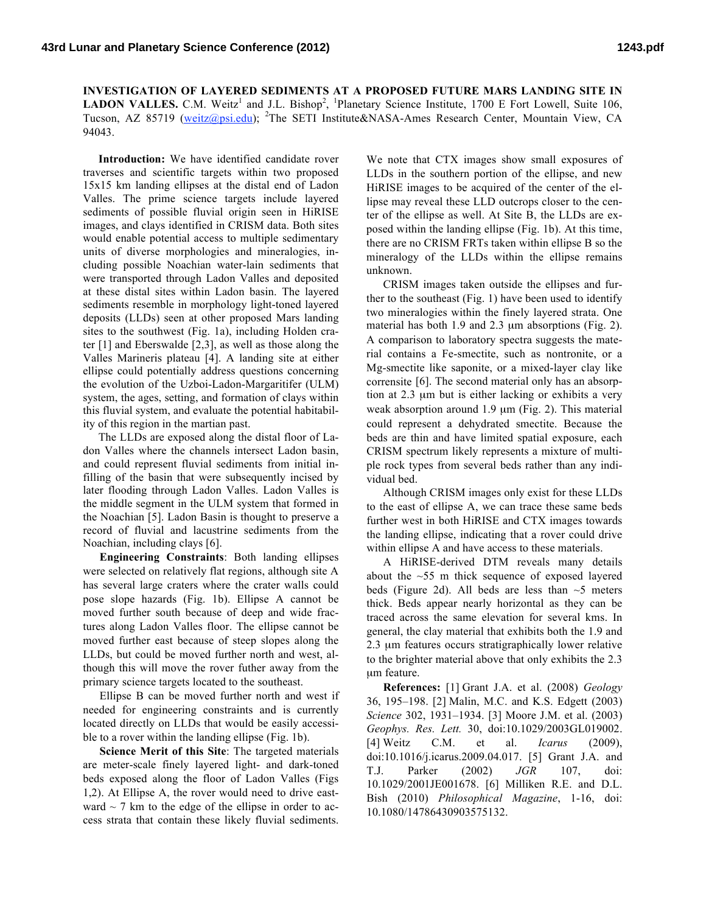# INVESTIGATION OF LAYERED SEDIMENTS AT A PROPOSED FUTURE MARS LANDING SITE IN LADON VALLES.

C.M. Weitz[1] and J.L. Bishop[2], [1]Planetary Science Institute, 1700 E Fort Lowell, Suite 106, Tucson, AZ 85719 (weitz@psi.edu); [2]The SETI Institute&NASA-Ames Research Center, Mountain View, CA 94043.

**Introduction:** We have identified candidate rover traverses and scientific targets within two proposed 15x15 km landing ellipses at the distal end of Ladon Valles. The prime science targets include layered sediments of possible fluvial origin seen in HiRISE images, and clays identified in CRISM data. Both sites would enable potential access to multiple sedimentary units of diverse morphologies and mineralogies, including possible Noachian water-lain sediments that were transported through Ladon Valles and deposited at these distal sites within Ladon basin. The layered sediments resemble in morphology light-toned layered deposits (LLDs) seen at other proposed Mars landing sites to the southwest (Fig. 1a), including Holden crater [1] and Eberswalde [2,3], as well as those along the Valles Marineris plateau [4]. A landing site at either ellipse could potentially address questions concerning the evolution of the Uzboi-Ladon-Margaritifer (ULM) system, the ages, setting, and formation of clays within this fluvial system, and evaluate the potential habitability of this region in the martian past.

The LLDs are exposed along the distal floor of Ladon Valles where the channels intersect Ladon basin, and could represent fluvial sediments from initial infilling of the basin that were subsequently incised by later flooding through Ladon Valles. Ladon Valles is the middle segment in the ULM system that formed in the Noachian [5]. Ladon Basin is thought to preserve a record of fluvial and lacustrine sediments from the Noachian, including clays [6].

**Engineering Constraints**: Both landing ellipses were selected on relatively flat regions, although site A has several large craters where the crater walls could pose slope hazards (Fig. 1b). Ellipse A cannot be moved further south because of deep and wide fractures along Ladon Valles floor. The ellipse cannot be moved further east because of steep slopes along the LLDs, but could be moved further north and west, although this will move the rover futher away from the primary science targets located to the southeast.

Ellipse B can be moved further north and west if needed for engineering constraints and is currently located directly on LLDs that would be easily accessible to a rover within the landing ellipse (Fig. 1b).

**Science Merit of this Site**: The targeted materials are meter-scale finely layered light- and dark-toned beds exposed along the floor of Ladon Valles (Figs 1,2). At Ellipse A, the rover would need to drive eastward ~ 7 km to the edge of the ellipse in order to access strata that contain these likely fluvial sediments. We note that CTX images show small exposures of LLDs in the southern portion of the ellipse, and new HiRISE images to be acquired of the center of the ellipse may reveal these LLD outcrops closer to the center of the ellipse as well. At Site B, the LLDs are exposed within the landing ellipse (Fig. 1b). At this time, there are no CRISM FRTs taken within ellipse B so the mineralogy of the LLDs within the ellipse remains unknown.

CRISM images taken outside the ellipses and further to the southeast (Fig. 1) have been used to identify two mineralogies within the finely layered strata. One material has both 1.9 and 2.3 μm absorptions (Fig. 2). A comparison to laboratory spectra suggests the material contains a Fe-smectite, such as nontronite, or a Mg-smectite like saponite, or a mixed-layer clay like corrensite [6]. The second material only has an absorption at 2.3 μm but is either lacking or exhibits a very weak absorption around 1.9 μm (Fig. 2). This material could represent a dehydrated smectite. Because the beds are thin and have limited spatial exposure, each CRISM spectrum likely represents a mixture of multiple rock types from several beds rather than any individual bed.

Although CRISM images only exist for these LLDs to the east of ellipse A, we can trace these same beds further west in both HiRISE and CTX images towards the landing ellipse, indicating that a rover could drive within ellipse A and have access to these materials.

A HiRISE-derived DTM reveals many details about the ~55 m thick sequence of exposed layered beds (Figure 2d). All beds are less than ~5 meters thick. Beds appear nearly horizontal as they can be traced across the same elevation for several kms. In general, the clay material that exhibits both the 1.9 and 2.3 μm features occurs stratigraphically lower relative to the brighter material above that only exhibits the 2.3 μm feature.

**References:** [1] Grant J.A. et al. (2008) *Geology* 36, 195–198. [2] Malin, M.C. and K.S. Edgett (2003) *Science* 302, 1931–1934. [3] Moore J.M. et al. (2003) *Geophys. Res. Lett.* 30, doi:10.1029/2003GL019002. [4] Weitz C.M. et al. *Icarus* (2009), doi:10.1016/j.icarus.2009.04.017. [5] Grant J.A. and T.J. Parker (2002) *JGR* 107, doi: 10.1029/2001JE001678. [6] Milliken R.E. and D.L. Bish (2010) *Philosophical Magazine*, 1-16, doi: 10.1080/14786430903575132.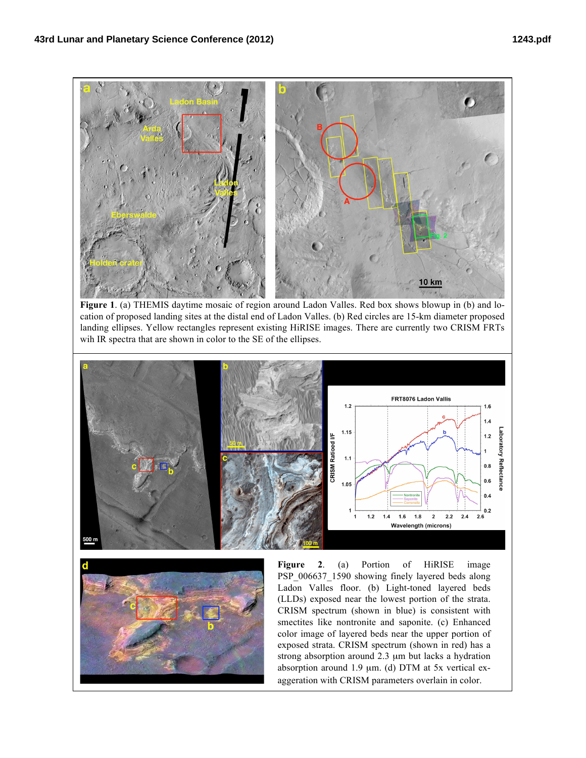**Figure 1**. (a) THEMIS daytime mosaic of region around Ladon Valles. Red box shows blowup in (b) and location of proposed landing sites at the distal end of Ladon Valles. (b) Red circles are 15-km diameter proposed landing ellipses. Yellow rectangles represent existing HiRISE images. There are currently two CRISM FRTs wih IR spectra that are shown in color to the SE of the ellipses.

**Figure 2**. (a) Portion of HiRISE image PSP_006637_1590 showing finely layered beds along Ladon Valles floor. (b) Light-toned layered beds (LLDs) exposed near the lowest portion of the strata. CRISM spectrum (shown in blue) is consistent with smectites like nontronite and saponite. (c) Enhanced color image of layered beds near the upper portion of exposed strata. CRISM spectrum (shown in red) has a strong absorption around 2.3 μm but lacks a hydration absorption around 1.9 μm. (d) DTM at 5x vertical exaggeration with CRISM parameters overlain in color.